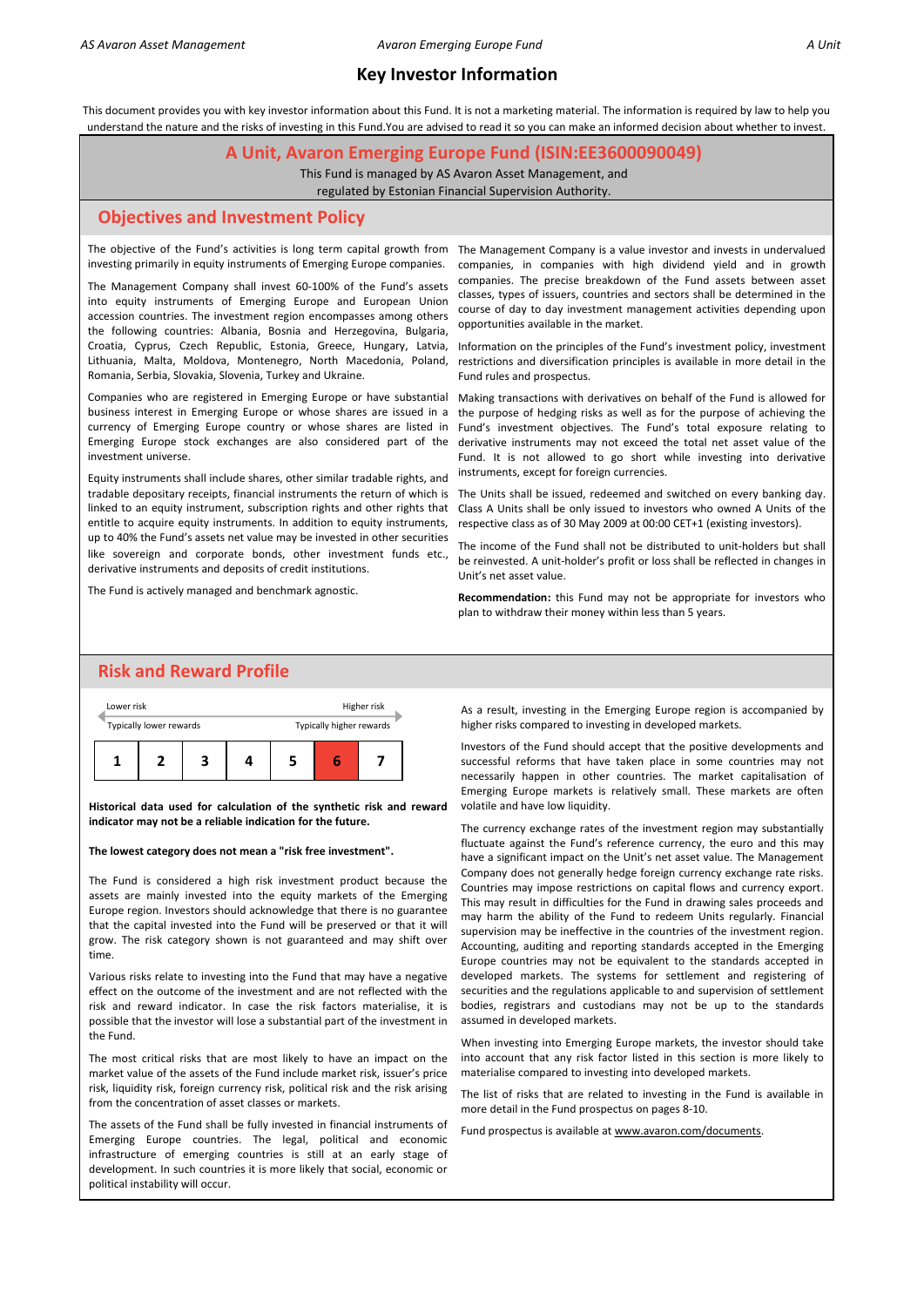# Key Investor Information

This document provides you with key investor information about this Fund. It is not a marketing material. The information is required by law to help you understand the nature and the risks of investing in this Fund.You are advised to read it so you can make an informed decision about whether to invest.

## A Unit, Avaron Emerging Europe Fund (ISIN:EE3600090049)

This Fund is managed by AS Avaron Asset Management, and regulated by Estonian Financial Supervision Authority.

## Objectives and Investment Policy

The objective of the Fund's activities is long term capital growth from investing primarily in equity instruments of Emerging Europe companies.

The Management Company shall invest 60-100% of the Fund's assets into equity instruments of Emerging Europe and European Union accession countries. The investment region encompasses among others the following countries: Albania, Bosnia and Herzegovina, Bulgaria, Croatia, Cyprus, Czech Republic, Estonia, Greece, Hungary, Latvia, Lithuania, Malta, Moldova, Montenegro, North Macedonia, Poland, Romania, Serbia, Slovakia, Slovenia, Turkey and Ukraine.

Companies who are registered in Emerging Europe or have substantial business interest in Emerging Europe or whose shares are issued in a currency of Emerging Europe country or whose shares are listed in Emerging Europe stock exchanges are also considered part of the investment universe.

Equity instruments shall include shares, other similar tradable rights, and tradable depositary receipts, financial instruments the return of which is linked to an equity instrument, subscription rights and other rights that entitle to acquire equity instruments. In addition to equity instruments, up to 40% the Fund's assets net value may be invested in other securities like sovereign and corporate bonds, other investment funds etc., derivative instruments and deposits of credit institutions.

The Fund is actively managed and benchmark agnostic.

The Management Company is a value investor and invests in undervalued companies, in companies with high dividend yield and in growth companies. The precise breakdown of the Fund assets between asset classes, types of issuers, countries and sectors shall be determined in the course of day to day investment management activities depending upon opportunities available in the market.

Information on the principles of the Fund's investment policy, investment restrictions and diversification principles is available in more detail in the Fund rules and prospectus.

Making transactions with derivatives on behalf of the Fund is allowed for the purpose of hedging risks as well as for the purpose of achieving the Fund's investment objectives. The Fund's total exposure relating to derivative instruments may not exceed the total net asset value of the Fund. It is not allowed to go short while investing into derivative instruments, except for foreign currencies.

The Units shall be issued, redeemed and switched on every banking day. Class A Units shall be only issued to investors who owned A Units of the respective class as of 30 May 2009 at 00:00 CET+1 (existing investors).

The income of the Fund shall not be distributed to unit-holders but shall be reinvested. A unit-holder's profit or loss shall be reflected in changes in Unit's net asset value.

**Recommendation:** this Fund may not be appropriate for investors who plan to withdraw their money within less than 5 years.

## Risk and Reward Profile

Lower risk — Higher risk

Typically lower rewards — Typically higher rewards

| 1 | 2 | 3 | 4 | 5 | **6** | 7 |
|---|---|---|---|---|---|---|

**Historical data used for calculation of the synthetic risk and reward indicator may not be a reliable indication for the future.**

**The lowest category does not mean a "risk free investment".**

The Fund is considered a high risk investment product because the assets are mainly invested into the equity markets of the Emerging Europe region. Investors should acknowledge that there is no guarantee that the capital invested into the Fund will be preserved or that it will grow. The risk category shown is not guaranteed and may shift over time.

Various risks relate to investing into the Fund that may have a negative effect on the outcome of the investment and are not reflected with the risk and reward indicator. In case the risk factors materialise, it is possible that the investor will lose a substantial part of the investment in the Fund.

The most critical risks that are most likely to have an impact on the market value of the assets of the Fund include market risk, issuer's price risk, liquidity risk, foreign currency risk, political risk and the risk arising from the concentration of asset classes or markets.

The assets of the Fund shall be fully invested in financial instruments of Emerging Europe countries. The legal, political and economic infrastructure of emerging countries is still at an early stage of development. In such countries it is more likely that social, economic or political instability will occur.

As a result, investing in the Emerging Europe region is accompanied by higher risks compared to investing in developed markets.

Investors of the Fund should accept that the positive developments and successful reforms that have taken place in some countries may not necessarily happen in other countries. The market capitalisation of Emerging Europe markets is relatively small. These markets are often volatile and have low liquidity.

The currency exchange rates of the investment region may substantially fluctuate against the Fund's reference currency, the euro and this may have a significant impact on the Unit's net asset value. The Management Company does not generally hedge foreign currency exchange rate risks. Countries may impose restrictions on capital flows and currency export. This may result in difficulties for the Fund in drawing sales proceeds and may harm the ability of the Fund to redeem Units regularly. Financial supervision may be ineffective in the countries of the investment region. Accounting, auditing and reporting standards accepted in the Emerging Europe countries may not be equivalent to the standards accepted in developed markets. The systems for settlement and registering of securities and the regulations applicable to and supervision of settlement bodies, registrars and custodians may not be up to the standards assumed in developed markets.

When investing into Emerging Europe markets, the investor should take into account that any risk factor listed in this section is more likely to materialise compared to investing into developed markets.

The list of risks that are related to investing in the Fund is available in more detail in the Fund prospectus on pages 8-10.

Fund prospectus is available at www.avaron.com/documents.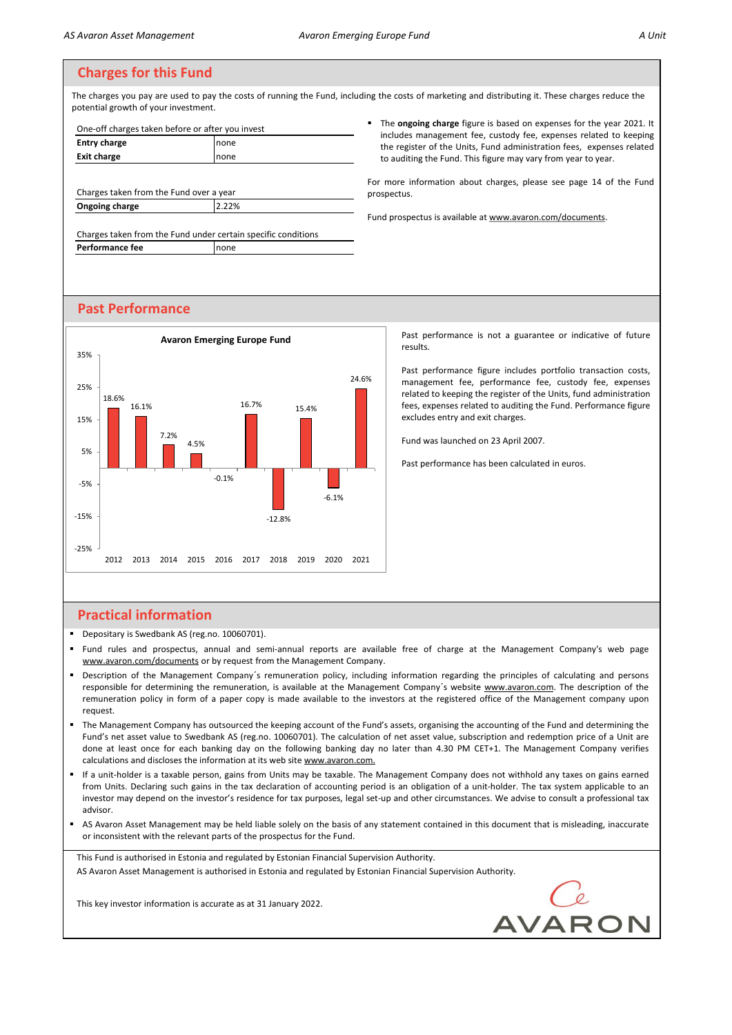## Charges for this Fund

The charges you pay are used to pay the costs of running the Fund, including the costs of marketing and distributing it. These charges reduce the potential growth of your investment.

| One-off charges taken before or after you invest | |
|---|---|
| **Entry charge** | none |
| **Exit charge** | none |

| Charges taken from the Fund over a year | |
|---|---|
| **Ongoing charge** | 2.22% |

| Charges taken from the Fund under certain specific conditions | |
|---|---|
| **Performance fee** | none |

- The **ongoing charge** figure is based on expenses for the year 2021. It includes management fee, custody fee, expenses related to keeping the register of the Units, Fund administration fees, expenses related to auditing the Fund. This figure may vary from year to year.

For more information about charges, please see page 14 of the Fund prospectus.

Fund prospectus is available at www.avaron.com/documents.

## Past Performance

**Avaron Emerging Europe Fund**

| Year | 2012 | 2013 | 2014 | 2015 | 2016 | 2017 | 2018 | 2019 | 2020 | 2021 |
|---|---|---|---|---|---|---|---|---|---|---|
| Return | 18.6% | 16.1% | 7.2% | 4.5% | -0.1% | 16.7% | -12.8% | 15.4% | -6.1% | 24.6% |

Past performance is not a guarantee or indicative of future results.

Past performance figure includes portfolio transaction costs, management fee, performance fee, custody fee, expenses related to keeping the register of the Units, fund administration fees, expenses related to auditing the Fund. Performance figure excludes entry and exit charges.

Fund was launched on 23 April 2007.

Past performance has been calculated in euros.

## Practical information

- Depositary is Swedbank AS (reg.no. 10060701).
- Fund rules and prospectus, annual and semi-annual reports are available free of charge at the Management Company's web page www.avaron.com/documents or by request from the Management Company.
- Description of the Management Company´s remuneration policy, including information regarding the principles of calculating and persons responsible for determining the remuneration, is available at the Management Company´s website www.avaron.com. The description of the remuneration policy in form of a paper copy is made available to the investors at the registered office of the Management company upon request.
- The Management Company has outsourced the keeping account of the Fund's assets, organising the accounting of the Fund and determining the Fund's net asset value to Swedbank AS (reg.no. 10060701). The calculation of net asset value, subscription and redemption price of a Unit are done at least once for each banking day on the following banking day no later than 4.30 PM CET+1. The Management Company verifies calculations and discloses the information at its web site www.avaron.com.
- If a unit-holder is a taxable person, gains from Units may be taxable. The Management Company does not withhold any taxes on gains earned from Units. Declaring such gains in the tax declaration of accounting period is an obligation of a unit-holder. The tax system applicable to an investor may depend on the investor's residence for tax purposes, legal set-up and other circumstances. We advise to consult a professional tax advisor.
- AS Avaron Asset Management may be held liable solely on the basis of any statement contained in this document that is misleading, inaccurate or inconsistent with the relevant parts of the prospectus for the Fund.

This Fund is authorised in Estonia and regulated by Estonian Financial Supervision Authority.

AS Avaron Asset Management is authorised in Estonia and regulated by Estonian Financial Supervision Authority.

This key investor information is accurate as at 31 January 2022.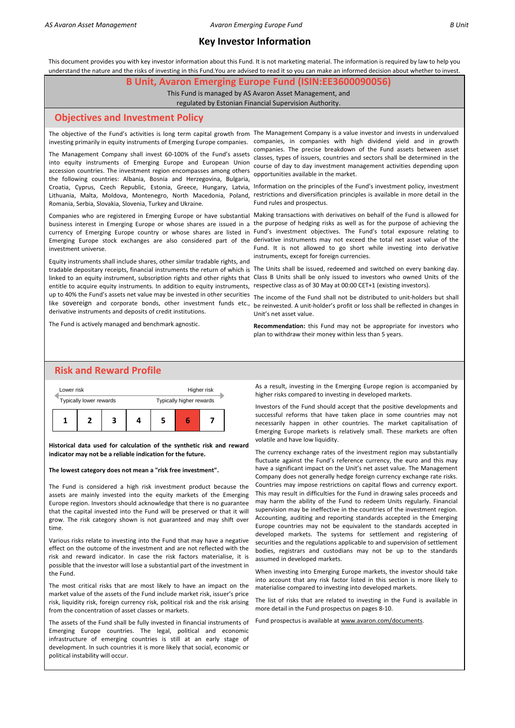# Key Investor Information

This document provides you with key investor information about this Fund. It is not marketing material. The information is required by law to help you understand the nature and the risks of investing in this Fund.You are advised to read it so you can make an informed decision about whether to invest.

## B Unit, Avaron Emerging Europe Fund (ISIN:EE3600090056)

This Fund is managed by AS Avaron Asset Management, and regulated by Estonian Financial Supervision Authority.

## Objectives and Investment Policy

The objective of the Fund's activities is long term capital growth from investing primarily in equity instruments of Emerging Europe companies.

The Management Company shall invest 60-100% of the Fund's assets into equity instruments of Emerging Europe and European Union accession countries. The investment region encompasses among others the following countries: Albania, Bosnia and Herzegovina, Bulgaria, Croatia, Cyprus, Czech Republic, Estonia, Greece, Hungary, Latvia, Lithuania, Malta, Moldova, Montenegro, North Macedonia, Poland, Romania, Serbia, Slovakia, Slovenia, Turkey and Ukraine.

Companies who are registered in Emerging Europe or have substantial business interest in Emerging Europe or whose shares are issued in a currency of Emerging Europe country or whose shares are listed in Emerging Europe stock exchanges are also considered part of the investment universe.

Equity instruments shall include shares, other similar tradable rights, and tradable depositary receipts, financial instruments the return of which is linked to an equity instrument, subscription rights and other rights that entitle to acquire equity instruments. In addition to equity instruments, up to 40% the Fund's assets net value may be invested in other securities like sovereign and corporate bonds, other investment funds etc., derivative instruments and deposits of credit institutions.

The Fund is actively managed and benchmark agnostic.

The Management Company is a value investor and invests in undervalued companies, in companies with high dividend yield and in growth companies. The precise breakdown of the Fund assets between asset classes, types of issuers, countries and sectors shall be determined in the course of day to day investment management activities depending upon opportunities available in the market.

Information on the principles of the Fund's investment policy, investment restrictions and diversification principles is available in more detail in the Fund rules and prospectus.

Making transactions with derivatives on behalf of the Fund is allowed for the purpose of hedging risks as well as for the purpose of achieving the Fund's investment objectives. The Fund's total exposure relating to derivative instruments may not exceed the total net asset value of the Fund. It is not allowed to go short while investing into derivative instruments, except for foreign currencies.

The Units shall be issued, redeemed and switched on every banking day. Class B Units shall be only issued to investors who owned Units of the respective class as of 30 May at 00:00 CET+1 (existing investors).

The income of the Fund shall not be distributed to unit-holders but shall be reinvested. A unit-holder's profit or loss shall be reflected in changes in Unit's net asset value.

**Recommendation:** this Fund may not be appropriate for investors who plan to withdraw their money within less than 5 years.

## Risk and Reward Profile

Lower risk — Higher risk

Typically lower rewards — Typically higher rewards

| 1 | 2 | 3 | 4 | 5 | **6** | 7 |
|---|---|---|---|---|---|---|

**Historical data used for calculation of the synthetic risk and reward indicator may not be a reliable indication for the future.**

**The lowest category does not mean a "risk free investment".**

The Fund is considered a high risk investment product because the assets are mainly invested into the equity markets of the Emerging Europe region. Investors should acknowledge that there is no guarantee that the capital invested into the Fund will be preserved or that it will grow. The risk category shown is not guaranteed and may shift over time.

Various risks relate to investing into the Fund that may have a negative effect on the outcome of the investment and are not reflected with the risk and reward indicator. In case the risk factors materialise, it is possible that the investor will lose a substantial part of the investment in the Fund.

The most critical risks that are most likely to have an impact on the market value of the assets of the Fund include market risk, issuer's price risk, liquidity risk, foreign currency risk, political risk and the risk arising from the concentration of asset classes or markets.

The assets of the Fund shall be fully invested in financial instruments of Emerging Europe countries. The legal, political and economic infrastructure of emerging countries is still at an early stage of development. In such countries it is more likely that social, economic or political instability will occur.

As a result, investing in the Emerging Europe region is accompanied by higher risks compared to investing in developed markets.

Investors of the Fund should accept that the positive developments and successful reforms that have taken place in some countries may not necessarily happen in other countries. The market capitalisation of Emerging Europe markets is relatively small. These markets are often volatile and have low liquidity.

The currency exchange rates of the investment region may substantially fluctuate against the Fund's reference currency, the euro and this may have a significant impact on the Unit's net asset value. The Management Company does not generally hedge foreign currency exchange rate risks. Countries may impose restrictions on capital flows and currency export. This may result in difficulties for the Fund in drawing sales proceeds and may harm the ability of the Fund to redeem Units regularly. Financial supervision may be ineffective in the countries of the investment region. Accounting, auditing and reporting standards accepted in the Emerging Europe countries may not be equivalent to the standards accepted in developed markets. The systems for settlement and registering of securities and the regulations applicable to and supervision of settlement bodies, registrars and custodians may not be up to the standards assumed in developed markets.

When investing into Emerging Europe markets, the investor should take into account that any risk factor listed in this section is more likely to materialise compared to investing into developed markets.

The list of risks that are related to investing in the Fund is available in more detail in the Fund prospectus on pages 8-10.

Fund prospectus is available at www.avaron.com/documents.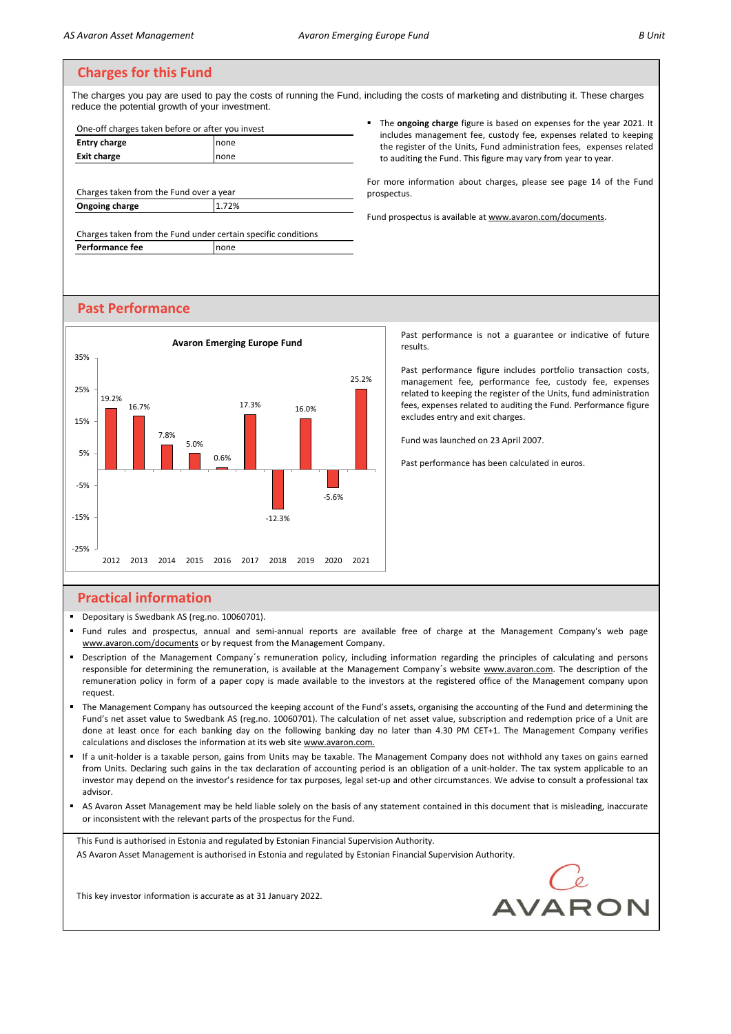## Charges for this Fund

The charges you pay are used to pay the costs of running the Fund, including the costs of marketing and distributing it. These charges reduce the potential growth of your investment.

| One-off charges taken before or after you invest | |
|---|---|
| **Entry charge** | none |
| **Exit charge** | none |

| Charges taken from the Fund over a year | |
|---|---|
| **Ongoing charge** | 1.72% |

| Charges taken from the Fund under certain specific conditions | |
|---|---|
| **Performance fee** | none |

- The **ongoing charge** figure is based on expenses for the year 2021. It includes management fee, custody fee, expenses related to keeping the register of the Units, Fund administration fees, expenses related to auditing the Fund. This figure may vary from year to year.

For more information about charges, please see page 14 of the Fund prospectus.

Fund prospectus is available at www.avaron.com/documents.

## Past Performance

**Avaron Emerging Europe Fund**

| Year | 2012 | 2013 | 2014 | 2015 | 2016 | 2017 | 2018 | 2019 | 2020 | 2021 |
|---|---|---|---|---|---|---|---|---|---|---|
| Return | 19.2% | 16.7% | 7.8% | 5.0% | 0.6% | 17.3% | -12.3% | 16.0% | -5.6% | 25.2% |

Past performance is not a guarantee or indicative of future results.

Past performance figure includes portfolio transaction costs, management fee, performance fee, custody fee, expenses related to keeping the register of the Units, fund administration fees, expenses related to auditing the Fund. Performance figure excludes entry and exit charges.

Fund was launched on 23 April 2007.

Past performance has been calculated in euros.

## Practical information

- Depositary is Swedbank AS (reg.no. 10060701).
- Fund rules and prospectus, annual and semi-annual reports are available free of charge at the Management Company's web page www.avaron.com/documents or by request from the Management Company.
- Description of the Management Company´s remuneration policy, including information regarding the principles of calculating and persons responsible for determining the remuneration, is available at the Management Company´s website www.avaron.com. The description of the remuneration policy in form of a paper copy is made available to the investors at the registered office of the Management company upon request.
- The Management Company has outsourced the keeping account of the Fund's assets, organising the accounting of the Fund and determining the Fund's net asset value to Swedbank AS (reg.no. 10060701). The calculation of net asset value, subscription and redemption price of a Unit are done at least once for each banking day on the following banking day no later than 4.30 PM CET+1. The Management Company verifies calculations and discloses the information at its web site www.avaron.com.
- If a unit-holder is a taxable person, gains from Units may be taxable. The Management Company does not withhold any taxes on gains earned from Units. Declaring such gains in the tax declaration of accounting period is an obligation of a unit-holder. The tax system applicable to an investor may depend on the investor's residence for tax purposes, legal set-up and other circumstances. We advise to consult a professional tax advisor.
- AS Avaron Asset Management may be held liable solely on the basis of any statement contained in this document that is misleading, inaccurate or inconsistent with the relevant parts of the prospectus for the Fund.

This Fund is authorised in Estonia and regulated by Estonian Financial Supervision Authority.

AS Avaron Asset Management is authorised in Estonia and regulated by Estonian Financial Supervision Authority.

This key investor information is accurate as at 31 January 2022.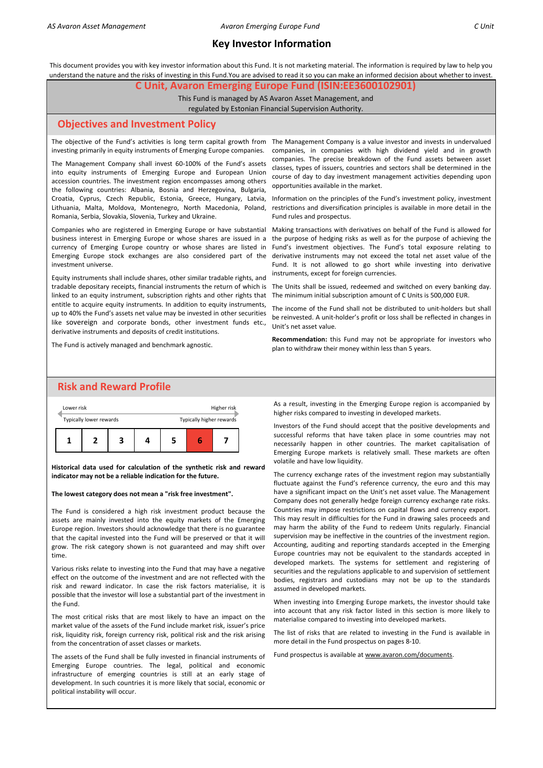# Key Investor Information

This document provides you with key investor information about this Fund. It is not marketing material. The information is required by law to help you understand the nature and the risks of investing in this Fund.You are advised to read it so you can make an informed decision about whether to invest.

## C Unit, Avaron Emerging Europe Fund (ISIN:EE3600102901)

This Fund is managed by AS Avaron Asset Management, and regulated by Estonian Financial Supervision Authority.

## Objectives and Investment Policy

The objective of the Fund's activities is long term capital growth from investing primarily in equity instruments of Emerging Europe companies.

The Management Company shall invest 60-100% of the Fund's assets into equity instruments of Emerging Europe and European Union accession countries. The investment region encompasses among others the following countries: Albania, Bosnia and Herzegovina, Bulgaria, Croatia, Cyprus, Czech Republic, Estonia, Greece, Hungary, Latvia, Lithuania, Malta, Moldova, Montenegro, North Macedonia, Poland, Romania, Serbia, Slovakia, Slovenia, Turkey and Ukraine.

Companies who are registered in Emerging Europe or have substantial business interest in Emerging Europe or whose shares are issued in a currency of Emerging Europe country or whose shares are listed in Emerging Europe stock exchanges are also considered part of the investment universe.

Equity instruments shall include shares, other similar tradable rights, and tradable depositary receipts, financial instruments the return of which is linked to an equity instrument, subscription rights and other rights that entitle to acquire equity instruments. In addition to equity instruments, up to 40% the Fund's assets net value may be invested in other securities like sovereign and corporate bonds, other investment funds etc., derivative instruments and deposits of credit institutions.

The Fund is actively managed and benchmark agnostic.

The Management Company is a value investor and invests in undervalued companies, in companies with high dividend yield and in growth companies. The precise breakdown of the Fund assets between asset classes, types of issuers, countries and sectors shall be determined in the course of day to day investment management activities depending upon opportunities available in the market.

Information on the principles of the Fund's investment policy, investment restrictions and diversification principles is available in more detail in the Fund rules and prospectus.

Making transactions with derivatives on behalf of the Fund is allowed for the purpose of hedging risks as well as for the purpose of achieving the Fund's investment objectives. The Fund's total exposure relating to derivative instruments may not exceed the total net asset value of the Fund. It is not allowed to go short while investing into derivative instruments, except for foreign currencies.

The Units shall be issued, redeemed and switched on every banking day. The minimum initial subscription amount of C Units is 500,000 EUR.

The income of the Fund shall not be distributed to unit-holders but shall be reinvested. A unit-holder's profit or loss shall be reflected in changes in Unit's net asset value.

**Recommendation:** this Fund may not be appropriate for investors who plan to withdraw their money within less than 5 years.

## Risk and Reward Profile

Lower risk — Higher risk

Typically lower rewards — Typically higher rewards

| 1 | 2 | 3 | 4 | 5 | **6** | 7 |
|---|---|---|---|---|---|---|

**Historical data used for calculation of the synthetic risk and reward indicator may not be a reliable indication for the future.**

**The lowest category does not mean a "risk free investment".**

The Fund is considered a high risk investment product because the assets are mainly invested into the equity markets of the Emerging Europe region. Investors should acknowledge that there is no guarantee that the capital invested into the Fund will be preserved or that it will grow. The risk category shown is not guaranteed and may shift over time.

Various risks relate to investing into the Fund that may have a negative effect on the outcome of the investment and are not reflected with the risk and reward indicator. In case the risk factors materialise, it is possible that the investor will lose a substantial part of the investment in the Fund.

The most critical risks that are most likely to have an impact on the market value of the assets of the Fund include market risk, issuer's price risk, liquidity risk, foreign currency risk, political risk and the risk arising from the concentration of asset classes or markets.

The assets of the Fund shall be fully invested in financial instruments of Emerging Europe countries. The legal, political and economic infrastructure of emerging countries is still at an early stage of development. In such countries it is more likely that social, economic or political instability will occur.

As a result, investing in the Emerging Europe region is accompanied by higher risks compared to investing in developed markets.

Investors of the Fund should accept that the positive developments and successful reforms that have taken place in some countries may not necessarily happen in other countries. The market capitalisation of Emerging Europe markets is relatively small. These markets are often volatile and have low liquidity.

The currency exchange rates of the investment region may substantially fluctuate against the Fund's reference currency, the euro and this may have a significant impact on the Unit's net asset value. The Management Company does not generally hedge foreign currency exchange rate risks. Countries may impose restrictions on capital flows and currency export. This may result in difficulties for the Fund in drawing sales proceeds and may harm the ability of the Fund to redeem Units regularly. Financial supervision may be ineffective in the countries of the investment region. Accounting, auditing and reporting standards accepted in the Emerging Europe countries may not be equivalent to the standards accepted in developed markets. The systems for settlement and registering of securities and the regulations applicable to and supervision of settlement bodies, registrars and custodians may not be up to the standards assumed in developed markets.

When investing into Emerging Europe markets, the investor should take into account that any risk factor listed in this section is more likely to materialise compared to investing into developed markets.

The list of risks that are related to investing in the Fund is available in more detail in the Fund prospectus on pages 8-10.

Fund prospectus is available at www.avaron.com/documents.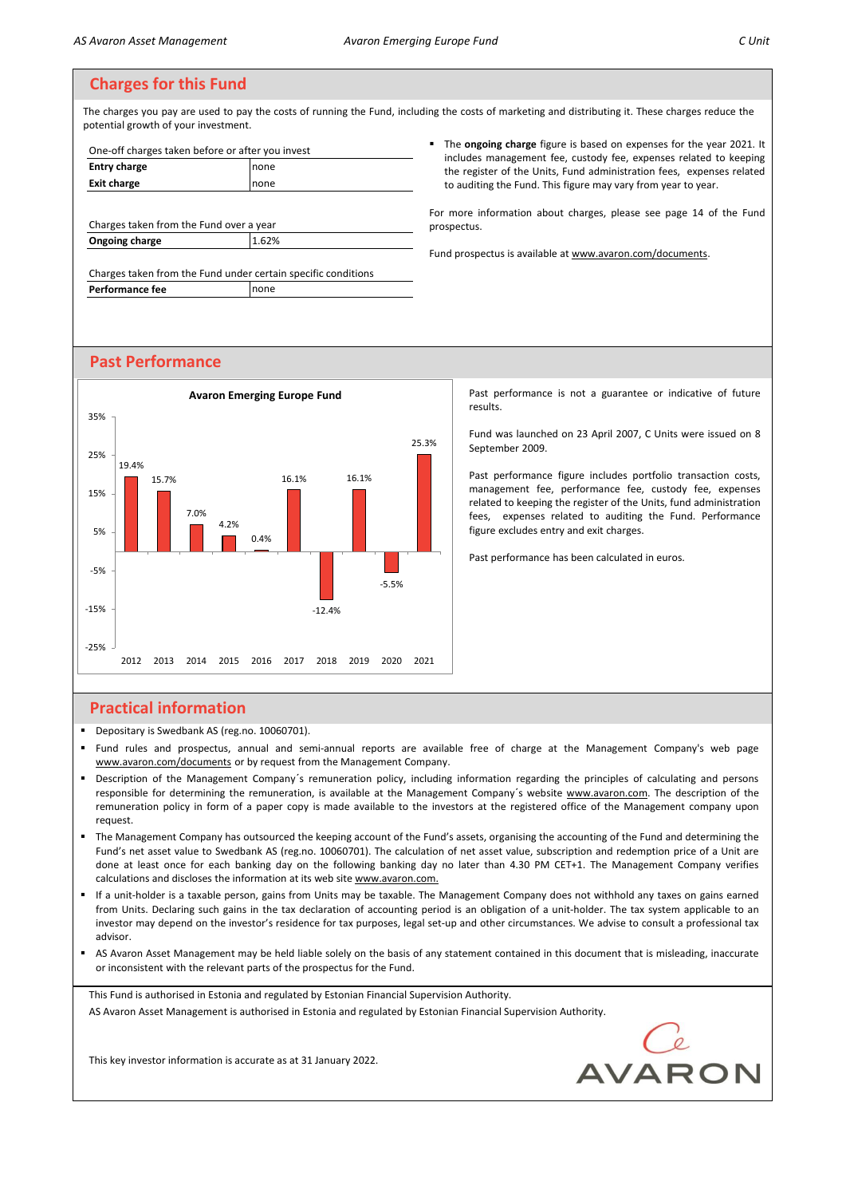## Charges for this Fund

The charges you pay are used to pay the costs of running the Fund, including the costs of marketing and distributing it. These charges reduce the potential growth of your investment.

| One-off charges taken before or after you invest | |
|---|---|
| **Entry charge** | none |
| **Exit charge** | none |

| Charges taken from the Fund over a year | |
|---|---|
| **Ongoing charge** | 1.62% |

| Charges taken from the Fund under certain specific conditions | |
|---|---|
| **Performance fee** | none |

- The **ongoing charge** figure is based on expenses for the year 2021. It includes management fee, custody fee, expenses related to keeping the register of the Units, Fund administration fees, expenses related to auditing the Fund. This figure may vary from year to year.

For more information about charges, please see page 14 of the Fund prospectus.

Fund prospectus is available at www.avaron.com/documents.

## Past Performance

**Avaron Emerging Europe Fund**

| Year | Return |
|---|---|
| 2012 | 19.4% |
| 2013 | 15.7% |
| 2014 | 7.0% |
| 2015 | 4.2% |
| 2016 | 0.4% |
| 2017 | 16.1% |
| 2018 | -12.4% |
| 2019 | 16.1% |
| 2020 | -5.5% |
| 2021 | 25.3% |

Past performance is not a guarantee or indicative of future results.

Fund was launched on 23 April 2007, C Units were issued on 8 September 2009.

Past performance figure includes portfolio transaction costs, management fee, performance fee, custody fee, expenses related to keeping the register of the Units, fund administration fees, expenses related to auditing the Fund. Performance figure excludes entry and exit charges.

Past performance has been calculated in euros.

## Practical information

- Depositary is Swedbank AS (reg.no. 10060701).
- Fund rules and prospectus, annual and semi-annual reports are available free of charge at the Management Company's web page www.avaron.com/documents or by request from the Management Company.
- Description of the Management Company´s remuneration policy, including information regarding the principles of calculating and persons responsible for determining the remuneration, is available at the Management Company´s website www.avaron.com. The description of the remuneration policy in form of a paper copy is made available to the investors at the registered office of the Management company upon request.
- The Management Company has outsourced the keeping account of the Fund's assets, organising the accounting of the Fund and determining the Fund's net asset value to Swedbank AS (reg.no. 10060701). The calculation of net asset value, subscription and redemption price of a Unit are done at least once for each banking day on the following banking day no later than 4.30 PM CET+1. The Management Company verifies calculations and discloses the information at its web site www.avaron.com.
- If a unit-holder is a taxable person, gains from Units may be taxable. The Management Company does not withhold any taxes on gains earned from Units. Declaring such gains in the tax declaration of accounting period is an obligation of a unit-holder. The tax system applicable to an investor may depend on the investor's residence for tax purposes, legal set-up and other circumstances. We advise to consult a professional tax advisor.
- AS Avaron Asset Management may be held liable solely on the basis of any statement contained in this document that is misleading, inaccurate or inconsistent with the relevant parts of the prospectus for the Fund.

This Fund is authorised in Estonia and regulated by Estonian Financial Supervision Authority.

AS Avaron Asset Management is authorised in Estonia and regulated by Estonian Financial Supervision Authority.

This key investor information is accurate as at 31 January 2022.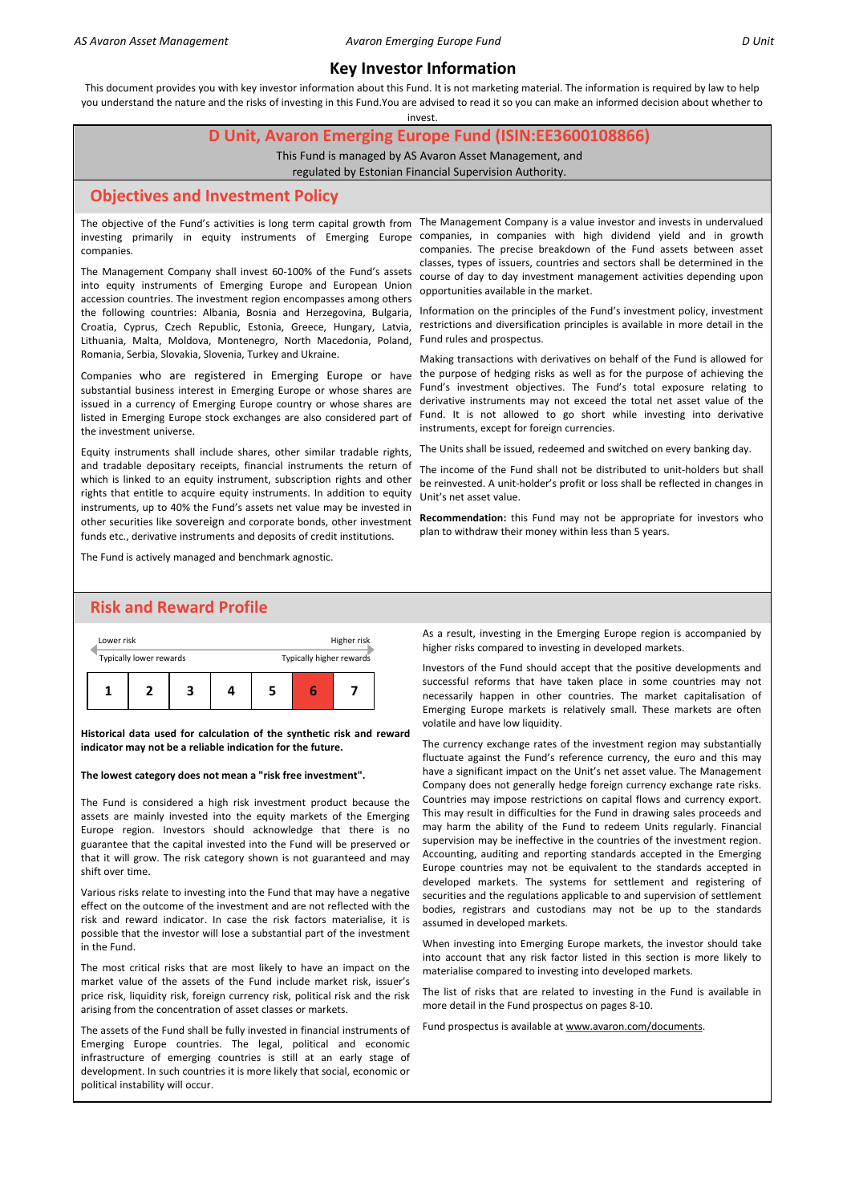# Key Investor Information

This document provides you with key investor information about this Fund. It is not marketing material. The information is required by law to help you understand the nature and the risks of investing in this Fund.You are advised to read it so you can make an informed decision about whether to invest.

## D Unit, Avaron Emerging Europe Fund (ISIN:EE3600108866)

This Fund is managed by AS Avaron Asset Management, and regulated by Estonian Financial Supervision Authority.

## Objectives and Investment Policy

The objective of the Fund's activities is long term capital growth from investing primarily in equity instruments of Emerging Europe companies.

The Management Company shall invest 60-100% of the Fund's assets into equity instruments of Emerging Europe and European Union accession countries. The investment region encompasses among others the following countries: Albania, Bosnia and Herzegovina, Bulgaria, Croatia, Cyprus, Czech Republic, Estonia, Greece, Hungary, Latvia, Lithuania, Malta, Moldova, Montenegro, North Macedonia, Poland, Romania, Serbia, Slovakia, Slovenia, Turkey and Ukraine.

Companies who are registered in Emerging Europe or have substantial business interest in Emerging Europe or whose shares are issued in a currency of Emerging Europe country or whose shares are listed in Emerging Europe stock exchanges are also considered part of the investment universe.

Equity instruments shall include shares, other similar tradable rights, and tradable depositary receipts, financial instruments the return of which is linked to an equity instrument, subscription rights and other rights that entitle to acquire equity instruments. In addition to equity instruments, up to 40% the Fund's assets net value may be invested in other securities like sovereign and corporate bonds, other investment funds etc., derivative instruments and deposits of credit institutions.

The Fund is actively managed and benchmark agnostic.

The Management Company is a value investor and invests in undervalued companies, in companies with high dividend yield and in growth companies. The precise breakdown of the Fund assets between asset classes, types of issuers, countries and sectors shall be determined in the course of day to day investment management activities depending upon opportunities available in the market.

Information on the principles of the Fund's investment policy, investment restrictions and diversification principles is available in more detail in the Fund rules and prospectus.

Making transactions with derivatives on behalf of the Fund is allowed for the purpose of hedging risks as well as for the purpose of achieving the Fund's investment objectives. The Fund's total exposure relating to derivative instruments may not exceed the total net asset value of the Fund. It is not allowed to go short while investing into derivative instruments, except for foreign currencies.

The Units shall be issued, redeemed and switched on every banking day.

The income of the Fund shall not be distributed to unit-holders but shall be reinvested. A unit-holder's profit or loss shall be reflected in changes in Unit's net asset value.

**Recommendation:** this Fund may not be appropriate for investors who plan to withdraw their money within less than 5 years.

## Risk and Reward Profile

Lower risk — Higher risk

Typically lower rewards — Typically higher rewards

| 1 | 2 | 3 | 4 | 5 | **6** | 7 |
|---|---|---|---|---|---|---|

**Historical data used for calculation of the synthetic risk and reward indicator may not be a reliable indication for the future.**

**The lowest category does not mean a "risk free investment".**

The Fund is considered a high risk investment product because the assets are mainly invested into the equity markets of the Emerging Europe region. Investors should acknowledge that there is no guarantee that the capital invested into the Fund will be preserved or that it will grow. The risk category shown is not guaranteed and may shift over time.

Various risks relate to investing into the Fund that may have a negative effect on the outcome of the investment and are not reflected with the risk and reward indicator. In case the risk factors materialise, it is possible that the investor will lose a substantial part of the investment in the Fund.

The most critical risks that are most likely to have an impact on the market value of the assets of the Fund include market risk, issuer's price risk, liquidity risk, foreign currency risk, political risk and the risk arising from the concentration of asset classes or markets.

The assets of the Fund shall be fully invested in financial instruments of Emerging Europe countries. The legal, political and economic infrastructure of emerging countries is still at an early stage of development. In such countries it is more likely that social, economic or political instability will occur.

As a result, investing in the Emerging Europe region is accompanied by higher risks compared to investing in developed markets.

Investors of the Fund should accept that the positive developments and successful reforms that have taken place in some countries may not necessarily happen in other countries. The market capitalisation of Emerging Europe markets is relatively small. These markets are often volatile and have low liquidity.

The currency exchange rates of the investment region may substantially fluctuate against the Fund's reference currency, the euro and this may have a significant impact on the Unit's net asset value. The Management Company does not generally hedge foreign currency exchange rate risks. Countries may impose restrictions on capital flows and currency export. This may result in difficulties for the Fund in drawing sales proceeds and may harm the ability of the Fund to redeem Units regularly. Financial supervision may be ineffective in the countries of the investment region. Accounting, auditing and reporting standards accepted in the Emerging Europe countries may not be equivalent to the standards accepted in developed markets. The systems for settlement and registering of securities and the regulations applicable to and supervision of settlement bodies, registrars and custodians may not be up to the standards assumed in developed markets.

When investing into Emerging Europe markets, the investor should take into account that any risk factor listed in this section is more likely to materialise compared to investing into developed markets.

The list of risks that are related to investing in the Fund is available in more detail in the Fund prospectus on pages 8-10.

Fund prospectus is available at www.avaron.com/documents.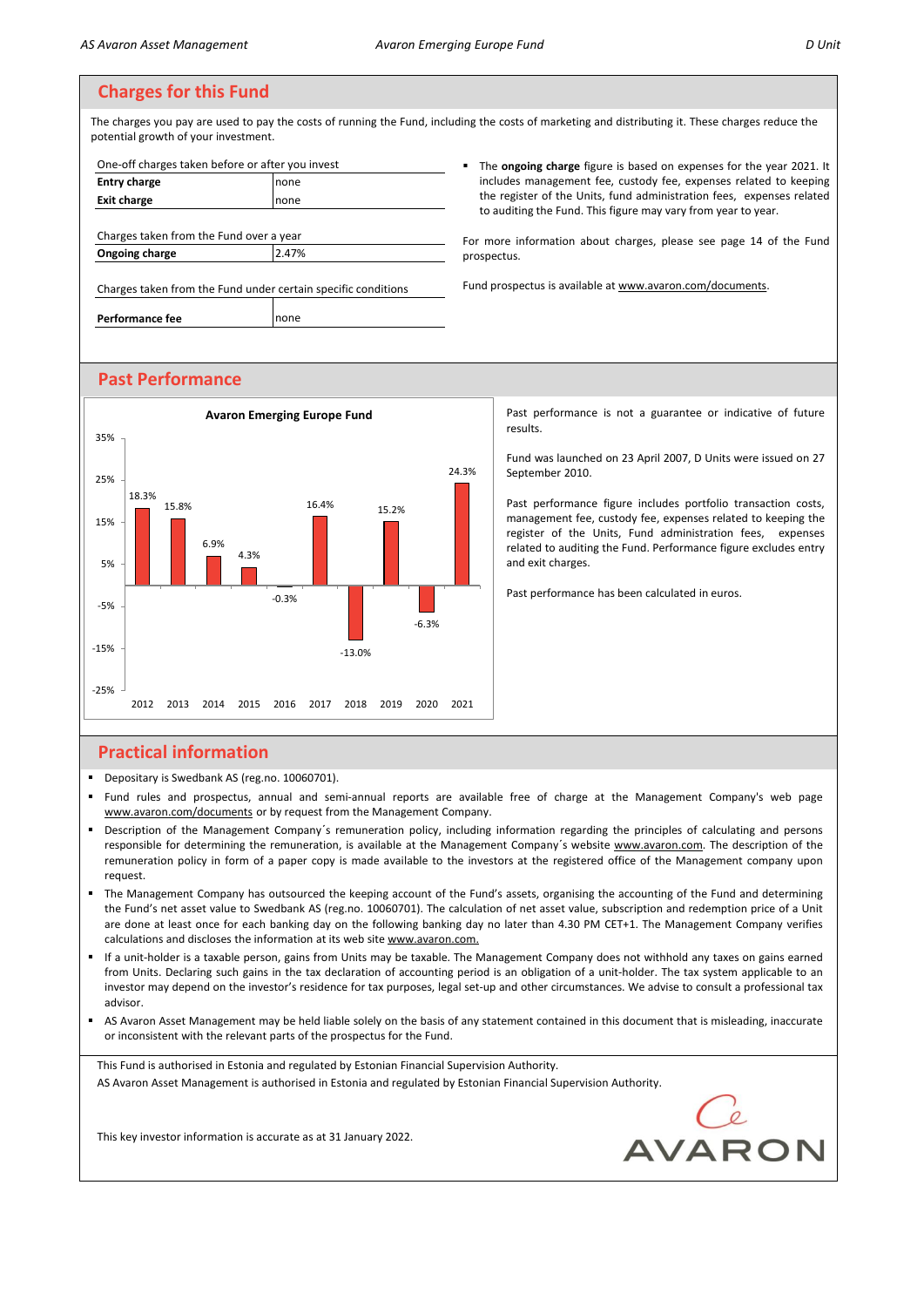## Charges for this Fund

The charges you pay are used to pay the costs of running the Fund, including the costs of marketing and distributing it. These charges reduce the potential growth of your investment.

| One-off charges taken before or after you invest | |
|---|---|
| **Entry charge** | none |
| **Exit charge** | none |
| Charges taken from the Fund over a year | |
| **Ongoing charge** | 2.47% |
| Charges taken from the Fund under certain specific conditions | |
| **Performance fee** | none |

- The **ongoing charge** figure is based on expenses for the year 2021. It includes management fee, custody fee, expenses related to keeping the register of the Units, fund administration fees, expenses related to auditing the Fund. This figure may vary from year to year.

For more information about charges, please see page 14 of the Fund prospectus.

Fund prospectus is available at www.avaron.com/documents.

## Past Performance

**Avaron Emerging Europe Fund**

| Year | 2012 | 2013 | 2014 | 2015 | 2016 | 2017 | 2018 | 2019 | 2020 | 2021 |
|---|---|---|---|---|---|---|---|---|---|---|
| Return | 18.3% | 15.8% | 6.9% | 4.3% | -0.3% | 16.4% | -13.0% | 15.2% | -6.3% | 24.3% |

Past performance is not a guarantee or indicative of future results.

Fund was launched on 23 April 2007, D Units were issued on 27 September 2010.

Past performance figure includes portfolio transaction costs, management fee, custody fee, expenses related to keeping the register of the Units, Fund administration fees, expenses related to auditing the Fund. Performance figure excludes entry and exit charges.

Past performance has been calculated in euros.

## Practical information

- Depositary is Swedbank AS (reg.no. 10060701).
- Fund rules and prospectus, annual and semi-annual reports are available free of charge at the Management Company's web page www.avaron.com/documents or by request from the Management Company.
- Description of the Management Company´s remuneration policy, including information regarding the principles of calculating and persons responsible for determining the remuneration, is available at the Management Company´s website www.avaron.com. The description of the remuneration policy in form of a paper copy is made available to the investors at the registered office of the Management company upon request.
- The Management Company has outsourced the keeping account of the Fund's assets, organising the accounting of the Fund and determining the Fund's net asset value to Swedbank AS (reg.no. 10060701). The calculation of net asset value, subscription and redemption price of a Unit are done at least once for each banking day on the following banking day no later than 4.30 PM CET+1. The Management Company verifies calculations and discloses the information at its web site www.avaron.com.
- If a unit-holder is a taxable person, gains from Units may be taxable. The Management Company does not withhold any taxes on gains earned from Units. Declaring such gains in the tax declaration of accounting period is an obligation of a unit-holder. The tax system applicable to an investor may depend on the investor's residence for tax purposes, legal set-up and other circumstances. We advise to consult a professional tax advisor.
- AS Avaron Asset Management may be held liable solely on the basis of any statement contained in this document that is misleading, inaccurate or inconsistent with the relevant parts of the prospectus for the Fund.

This Fund is authorised in Estonia and regulated by Estonian Financial Supervision Authority.
AS Avaron Asset Management is authorised in Estonia and regulated by Estonian Financial Supervision Authority.

This key investor information is accurate as at 31 January 2022.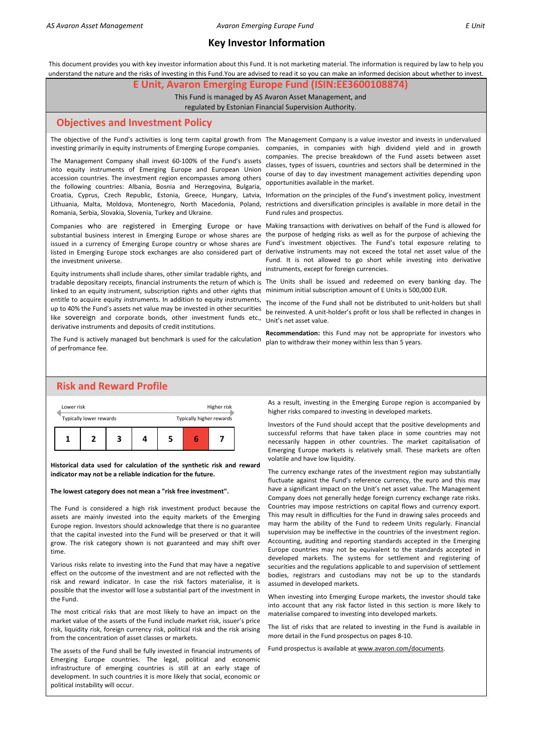# Key Investor Information

This document provides you with key investor information about this Fund. It is not marketing material. The information is required by law to help you understand the nature and the risks of investing in this Fund.You are advised to read it so you can make an informed decision about whether to invest.

## E Unit, Avaron Emerging Europe Fund (ISIN:EE3600108874)

This Fund is managed by AS Avaron Asset Management, and regulated by Estonian Financial Supervision Authority.

## Objectives and Investment Policy

The objective of the Fund's activities is long term capital growth from investing primarily in equity instruments of Emerging Europe companies.

The Management Company shall invest 60-100% of the Fund's assets into equity instruments of Emerging Europe and European Union accession countries. The investment region encompasses among others the following countries: Albania, Bosnia and Herzegovina, Bulgaria, Croatia, Cyprus, Czech Republic, Estonia, Greece, Hungary, Latvia, Lithuania, Malta, Moldova, Montenegro, North Macedonia, Poland, Romania, Serbia, Slovakia, Slovenia, Turkey and Ukraine.

Companies who are registered in Emerging Europe or have substantial business interest in Emerging Europe or whose shares are issued in a currency of Emerging Europe country or whose shares are listed in Emerging Europe stock exchanges are also considered part of the investment universe.

Equity instruments shall include shares, other similar tradable rights, and tradable depositary receipts, financial instruments the return of which is linked to an equity instrument, subscription rights and other rights that entitle to acquire equity instruments. In addition to equity instruments, up to 40% the Fund's assets net value may be invested in other securities like sovereign and corporate bonds, other investment funds etc., derivative instruments and deposits of credit institutions.

The Fund is actively managed but benchmark is used for the calculation of perfromance fee.

The Management Company is a value investor and invests in undervalued companies, in companies with high dividend yield and in growth companies. The precise breakdown of the Fund assets between asset classes, types of issuers, countries and sectors shall be determined in the course of day to day investment management activities depending upon opportunities available in the market.

Information on the principles of the Fund's investment policy, investment restrictions and diversification principles is available in more detail in the Fund rules and prospectus.

Making transactions with derivatives on behalf of the Fund is allowed for the purpose of hedging risks as well as for the purpose of achieving the Fund's investment objectives. The Fund's total exposure relating to derivative instruments may not exceed the total net asset value of the Fund. It is not allowed to go short while investing into derivative instruments, except for foreign currencies.

The Units shall be issued and redeemed on every banking day. The minimum initial subscription amount of E Units is 500,000 EUR.

The income of the Fund shall not be distributed to unit-holders but shall be reinvested. A unit-holder's profit or loss shall be reflected in changes in Unit's net asset value.

**Recommendation:** this Fund may not be appropriate for investors who plan to withdraw their money within less than 5 years.

## Risk and Reward Profile

Lower risk — Higher risk

Typically lower rewards — Typically higher rewards

| 1 | 2 | 3 | 4 | 5 | **6** | 7 |
|---|---|---|---|---|---|---|

**Historical data used for calculation of the synthetic risk and reward indicator may not be a reliable indication for the future.**

**The lowest category does not mean a "risk free investment".**

The Fund is considered a high risk investment product because the assets are mainly invested into the equity markets of the Emerging Europe region. Investors should acknowledge that there is no guarantee that the capital invested into the Fund will be preserved or that it will grow. The risk category shown is not guaranteed and may shift over time.

Various risks relate to investing into the Fund that may have a negative effect on the outcome of the investment and are not reflected with the risk and reward indicator. In case the risk factors materialise, it is possible that the investor will lose a substantial part of the investment in the Fund.

The most critical risks that are most likely to have an impact on the market value of the assets of the Fund include market risk, issuer's price risk, liquidity risk, foreign currency risk, political risk and the risk arising from the concentration of asset classes or markets.

The assets of the Fund shall be fully invested in financial instruments of Emerging Europe countries. The legal, political and economic infrastructure of emerging countries is still at an early stage of development. In such countries it is more likely that social, economic or political instability will occur.

As a result, investing in the Emerging Europe region is accompanied by higher risks compared to investing in developed markets.

Investors of the Fund should accept that the positive developments and successful reforms that have taken place in some countries may not necessarily happen in other countries. The market capitalisation of Emerging Europe markets is relatively small. These markets are often volatile and have low liquidity.

The currency exchange rates of the investment region may substantially fluctuate against the Fund's reference currency, the euro and this may have a significant impact on the Unit's net asset value. The Management Company does not generally hedge foreign currency exchange rate risks. Countries may impose restrictions on capital flows and currency export. This may result in difficulties for the Fund in drawing sales proceeds and may harm the ability of the Fund to redeem Units regularly. Financial supervision may be ineffective in the countries of the investment region. Accounting, auditing and reporting standards accepted in the Emerging Europe countries may not be equivalent to the standards accepted in developed markets. The systems for settlement and registering of securities and the regulations applicable to and supervision of settlement bodies, registrars and custodians may not be up to the standards assumed in developed markets.

When investing into Emerging Europe markets, the investor should take into account that any risk factor listed in this section is more likely to materialise compared to investing into developed markets.

The list of risks that are related to investing in the Fund is available in more detail in the Fund prospectus on pages 8-10.

Fund prospectus is available at www.avaron.com/documents.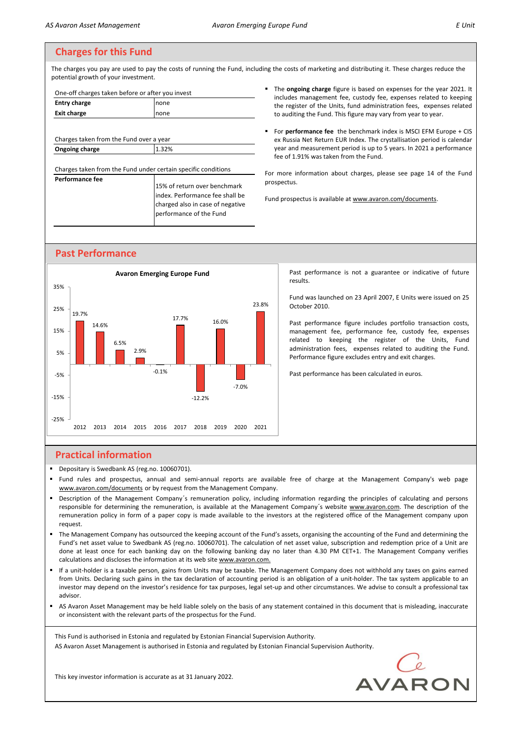## Charges for this Fund

The charges you pay are used to pay the costs of running the Fund, including the costs of marketing and distributing it. These charges reduce the potential growth of your investment.

| One-off charges taken before or after you invest | |
|---|---|
| **Entry charge** | none |
| **Exit charge** | none |

| Charges taken from the Fund over a year | |
|---|---|
| **Ongoing charge** | 1.32% |

| Charges taken from the Fund under certain specific conditions | |
|---|---|
| **Performance fee** | 15% of return over benchmark index. Performance fee shall be charged also in case of negative performance of the Fund |

- The **ongoing charge** figure is based on expenses for the year 2021. It includes management fee, custody fee, expenses related to keeping the register of the Units, fund administration fees, expenses related to auditing the Fund. This figure may vary from year to year.
- For **performance fee** the benchmark index is MSCI EFM Europe + CIS ex Russia Net Return EUR Index. The crystallisation period is calendar year and measurement period is up to 5 years. In 2021 a performance fee of 1.91% was taken from the Fund.

For more information about charges, please see page 14 of the Fund prospectus.

Fund prospectus is available at www.avaron.com/documents.

## Past Performance

Avaron Emerging Europe Fund

35%
25%
15%
5%
-5%
-15%
-25%

19.7%
14.6%
6.5%
2.9%
-0.1%
17.7%
-12.2%
16.0%
-7.0%
23.8%

2012
2013
2014
2015
2016
2017
2018
2019
2020
2021

Past performance is not a guarantee or indicative of future results.

Fund was launched on 23 April 2007, E Units were issued on 25 October 2010.

Past performance figure includes portfolio transaction costs, management fee, performance fee, custody fee, expenses related to keeping the register of the Units, Fund administration fees, expenses related to auditing the Fund. Performance figure excludes entry and exit charges.

Past performance has been calculated in euros.

## Practical information

- Depositary is Swedbank AS (reg.no. 10060701).
- Fund rules and prospectus, annual and semi-annual reports are available free of charge at the Management Company's web page www.avaron.com/documents or by request from the Management Company.
- Description of the Management Company´s remuneration policy, including information regarding the principles of calculating and persons responsible for determining the remuneration, is available at the Management Company´s website www.avaron.com. The description of the remuneration policy in form of a paper copy is made available to the investors at the registered office of the Management company upon request.
- The Management Company has outsourced the keeping account of the Fund's assets, organising the accounting of the Fund and determining the Fund's net asset value to Swedbank AS (reg.no. 10060701). The calculation of net asset value, subscription and redemption price of a Unit are done at least once for each banking day on the following banking day no later than 4.30 PM CET+1. The Management Company verifies calculations and discloses the information at its web site www.avaron.com.
- If a unit-holder is a taxable person, gains from Units may be taxable. The Management Company does not withhold any taxes on gains earned from Units. Declaring such gains in the tax declaration of accounting period is an obligation of a unit-holder. The tax system applicable to an investor may depend on the investor's residence for tax purposes, legal set-up and other circumstances. We advise to consult a professional tax advisor.
- AS Avaron Asset Management may be held liable solely on the basis of any statement contained in this document that is misleading, inaccurate or inconsistent with the relevant parts of the prospectus for the Fund.

This Fund is authorised in Estonia and regulated by Estonian Financial Supervision Authority.
AS Avaron Asset Management is authorised in Estonia and regulated by Estonian Financial Supervision Authority.

This key investor information is accurate as at 31 January 2022.

AVARON